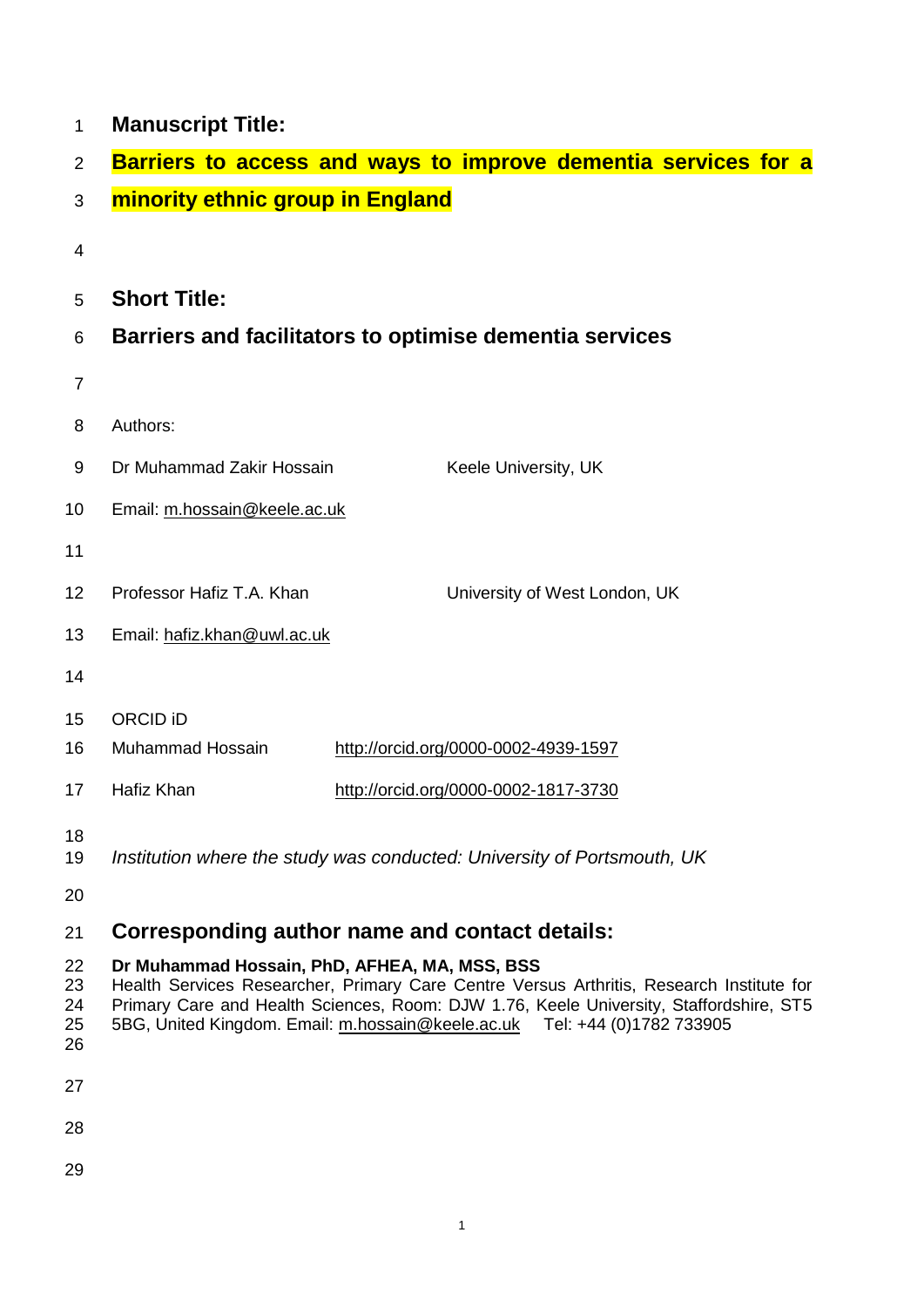## Manuscript Title:

**Barriers to access and ways to improve dementia services for a minority ethnic group in England**

## Short Title:

**Barriers and facilitators to optimise dementia services**

Authors:

Dr Muhammad Zakir Hossain — Keele University, UK

Email: m.hossain@keele.ac.uk

Professor Hafiz T.A. Khan — University of West London, UK

Email: hafiz.khan@uwl.ac.uk

ORCID iD

Muhammad Hossain — http://orcid.org/0000-0002-4939-1597

Hafiz Khan — http://orcid.org/0000-0002-1817-3730

*Institution where the study was conducted: University of Portsmouth, UK*

## Corresponding author name and contact details:

**Dr Muhammad Hossain, PhD, AFHEA, MA, MSS, BSS**
Health Services Researcher, Primary Care Centre Versus Arthritis, Research Institute for Primary Care and Health Sciences, Room: DJW 1.76, Keele University, Staffordshire, ST5 5BG, United Kingdom. Email: m.hossain@keele.ac.uk Tel: +44 (0)1782 733905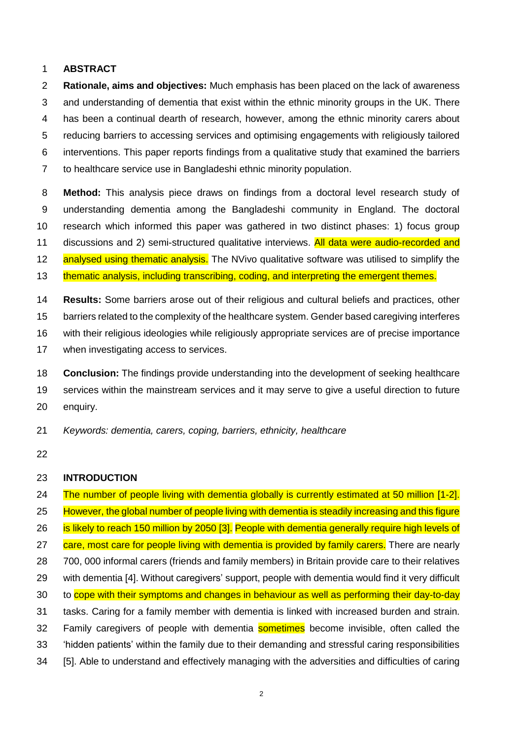## ABSTRACT

**Rationale, aims and objectives:** Much emphasis has been placed on the lack of awareness and understanding of dementia that exist within the ethnic minority groups in the UK. There has been a continual dearth of research, however, among the ethnic minority carers about reducing barriers to accessing services and optimising engagements with religiously tailored interventions. This paper reports findings from a qualitative study that examined the barriers to healthcare service use in Bangladeshi ethnic minority population.

**Method:** This analysis piece draws on findings from a doctoral level research study of understanding dementia among the Bangladeshi community in England. The doctoral research which informed this paper was gathered in two distinct phases: 1) focus group discussions and 2) semi-structured qualitative interviews. All data were audio-recorded and analysed using thematic analysis. The NVivo qualitative software was utilised to simplify the thematic analysis, including transcribing, coding, and interpreting the emergent themes.

**Results:** Some barriers arose out of their religious and cultural beliefs and practices, other barriers related to the complexity of the healthcare system. Gender based caregiving interferes with their religious ideologies while religiously appropriate services are of precise importance when investigating access to services.

**Conclusion:** The findings provide understanding into the development of seeking healthcare services within the mainstream services and it may serve to give a useful direction to future enquiry.

*Keywords: dementia, carers, coping, barriers, ethnicity, healthcare*

## INTRODUCTION

The number of people living with dementia globally is currently estimated at 50 million [1-2]. However, the global number of people living with dementia is steadily increasing and this figure is likely to reach 150 million by 2050 [3]. People with dementia generally require high levels of care, most care for people living with dementia is provided by family carers. There are nearly 700, 000 informal carers (friends and family members) in Britain provide care to their relatives with dementia [4]. Without caregivers' support, people with dementia would find it very difficult to cope with their symptoms and changes in behaviour as well as performing their day-to-day tasks. Caring for a family member with dementia is linked with increased burden and strain. Family caregivers of people with dementia sometimes become invisible, often called the 'hidden patients' within the family due to their demanding and stressful caring responsibilities [5]. Able to understand and effectively managing with the adversities and difficulties of caring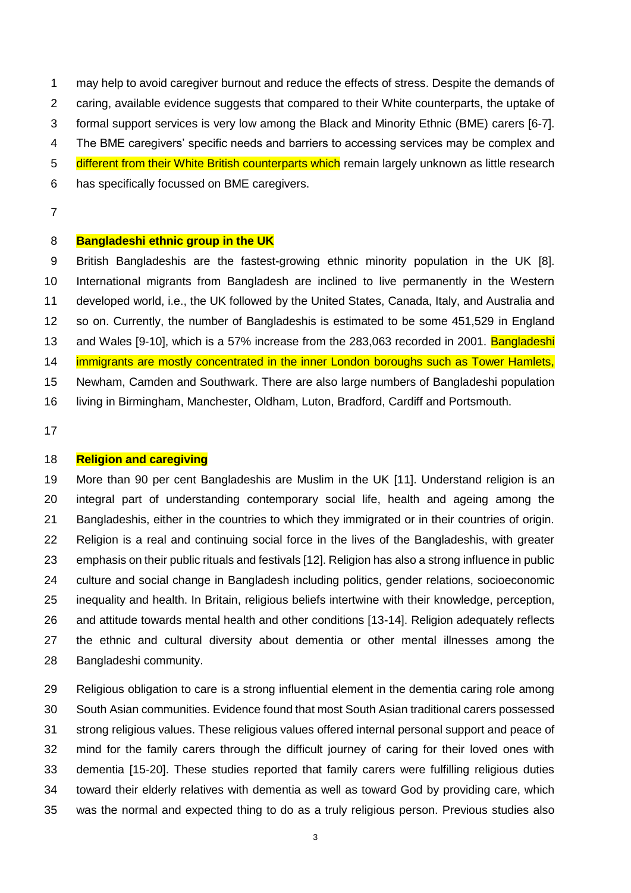may help to avoid caregiver burnout and reduce the effects of stress. Despite the demands of caring, available evidence suggests that compared to their White counterparts, the uptake of formal support services is very low among the Black and Minority Ethnic (BME) carers [6-7]. The BME caregivers' specific needs and barriers to accessing services may be complex and different from their White British counterparts which remain largely unknown as little research has specifically focussed on BME caregivers.

## Bangladeshi ethnic group in the UK

British Bangladeshis are the fastest-growing ethnic minority population in the UK [8]. International migrants from Bangladesh are inclined to live permanently in the Western developed world, i.e., the UK followed by the United States, Canada, Italy, and Australia and so on. Currently, the number of Bangladeshis is estimated to be some 451,529 in England and Wales [9-10], which is a 57% increase from the 283,063 recorded in 2001. Bangladeshi immigrants are mostly concentrated in the inner London boroughs such as Tower Hamlets, Newham, Camden and Southwark. There are also large numbers of Bangladeshi population living in Birmingham, Manchester, Oldham, Luton, Bradford, Cardiff and Portsmouth.

## Religion and caregiving

More than 90 per cent Bangladeshis are Muslim in the UK [11]. Understand religion is an integral part of understanding contemporary social life, health and ageing among the Bangladeshis, either in the countries to which they immigrated or in their countries of origin. Religion is a real and continuing social force in the lives of the Bangladeshis, with greater emphasis on their public rituals and festivals [12]. Religion has also a strong influence in public culture and social change in Bangladesh including politics, gender relations, socioeconomic inequality and health. In Britain, religious beliefs intertwine with their knowledge, perception, and attitude towards mental health and other conditions [13-14]. Religion adequately reflects the ethnic and cultural diversity about dementia or other mental illnesses among the Bangladeshi community.

Religious obligation to care is a strong influential element in the dementia caring role among South Asian communities. Evidence found that most South Asian traditional carers possessed strong religious values. These religious values offered internal personal support and peace of mind for the family carers through the difficult journey of caring for their loved ones with dementia [15-20]. These studies reported that family carers were fulfilling religious duties toward their elderly relatives with dementia as well as toward God by providing care, which was the normal and expected thing to do as a truly religious person. Previous studies also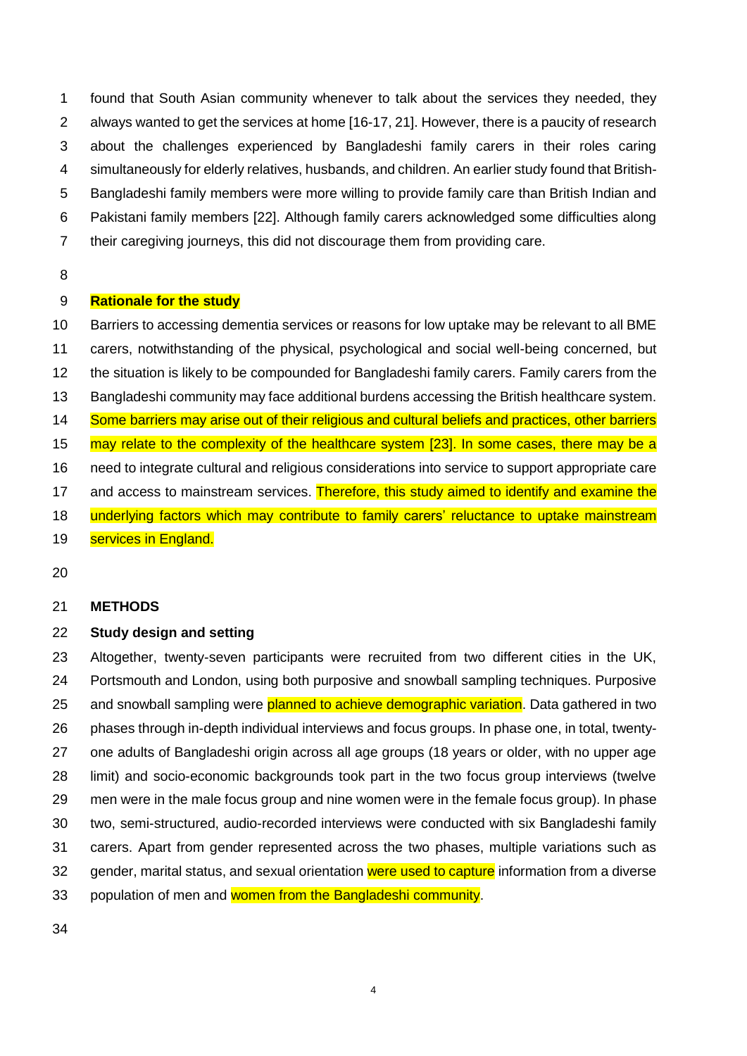found that South Asian community whenever to talk about the services they needed, they always wanted to get the services at home [16-17, 21]. However, there is a paucity of research about the challenges experienced by Bangladeshi family carers in their roles caring simultaneously for elderly relatives, husbands, and children. An earlier study found that British-Bangladeshi family members were more willing to provide family care than British Indian and Pakistani family members [22]. Although family carers acknowledged some difficulties along their caregiving journeys, this did not discourage them from providing care.

**Rationale for the study**

Barriers to accessing dementia services or reasons for low uptake may be relevant to all BME carers, notwithstanding of the physical, psychological and social well-being concerned, but the situation is likely to be compounded for Bangladeshi family carers. Family carers from the Bangladeshi community may face additional burdens accessing the British healthcare system. Some barriers may arise out of their religious and cultural beliefs and practices, other barriers may relate to the complexity of the healthcare system [23]. In some cases, there may be a need to integrate cultural and religious considerations into service to support appropriate care and access to mainstream services. Therefore, this study aimed to identify and examine the underlying factors which may contribute to family carers' reluctance to uptake mainstream services in England.

## METHODS

### Study design and setting

Altogether, twenty-seven participants were recruited from two different cities in the UK, Portsmouth and London, using both purposive and snowball sampling techniques. Purposive and snowball sampling were planned to achieve demographic variation. Data gathered in two phases through in-depth individual interviews and focus groups. In phase one, in total, twenty-one adults of Bangladeshi origin across all age groups (18 years or older, with no upper age limit) and socio-economic backgrounds took part in the two focus group interviews (twelve men were in the male focus group and nine women were in the female focus group). In phase two, semi-structured, audio-recorded interviews were conducted with six Bangladeshi family carers. Apart from gender represented across the two phases, multiple variations such as gender, marital status, and sexual orientation were used to capture information from a diverse population of men and women from the Bangladeshi community.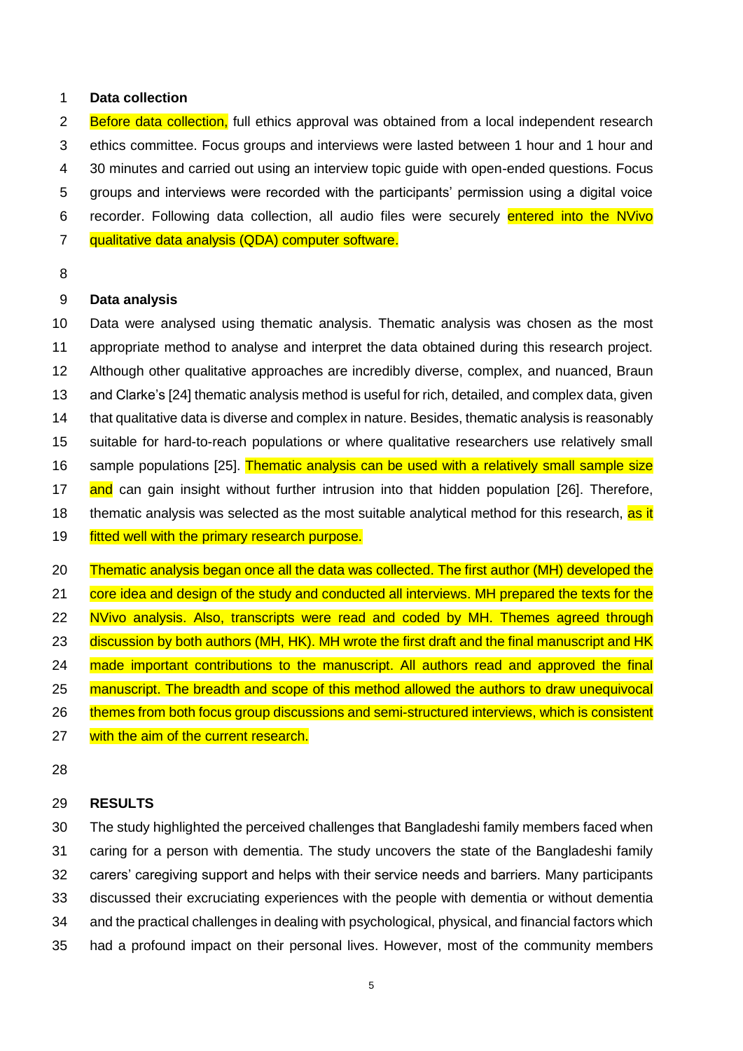**Data collection**

Before data collection, full ethics approval was obtained from a local independent research ethics committee. Focus groups and interviews were lasted between 1 hour and 1 hour and 30 minutes and carried out using an interview topic guide with open-ended questions. Focus groups and interviews were recorded with the participants' permission using a digital voice recorder. Following data collection, all audio files were securely entered into the NVivo qualitative data analysis (QDA) computer software.

**Data analysis**

Data were analysed using thematic analysis. Thematic analysis was chosen as the most appropriate method to analyse and interpret the data obtained during this research project. Although other qualitative approaches are incredibly diverse, complex, and nuanced, Braun and Clarke's [24] thematic analysis method is useful for rich, detailed, and complex data, given that qualitative data is diverse and complex in nature. Besides, thematic analysis is reasonably suitable for hard-to-reach populations or where qualitative researchers use relatively small sample populations [25]. Thematic analysis can be used with a relatively small sample size and can gain insight without further intrusion into that hidden population [26]. Therefore, thematic analysis was selected as the most suitable analytical method for this research, as it fitted well with the primary research purpose.

Thematic analysis began once all the data was collected. The first author (MH) developed the core idea and design of the study and conducted all interviews. MH prepared the texts for the NVivo analysis. Also, transcripts were read and coded by MH. Themes agreed through discussion by both authors (MH, HK). MH wrote the first draft and the final manuscript and HK made important contributions to the manuscript. All authors read and approved the final manuscript. The breadth and scope of this method allowed the authors to draw unequivocal themes from both focus group discussions and semi-structured interviews, which is consistent with the aim of the current research.

**RESULTS**

The study highlighted the perceived challenges that Bangladeshi family members faced when caring for a person with dementia. The study uncovers the state of the Bangladeshi family carers' caregiving support and helps with their service needs and barriers. Many participants discussed their excruciating experiences with the people with dementia or without dementia and the practical challenges in dealing with psychological, physical, and financial factors which had a profound impact on their personal lives. However, most of the community members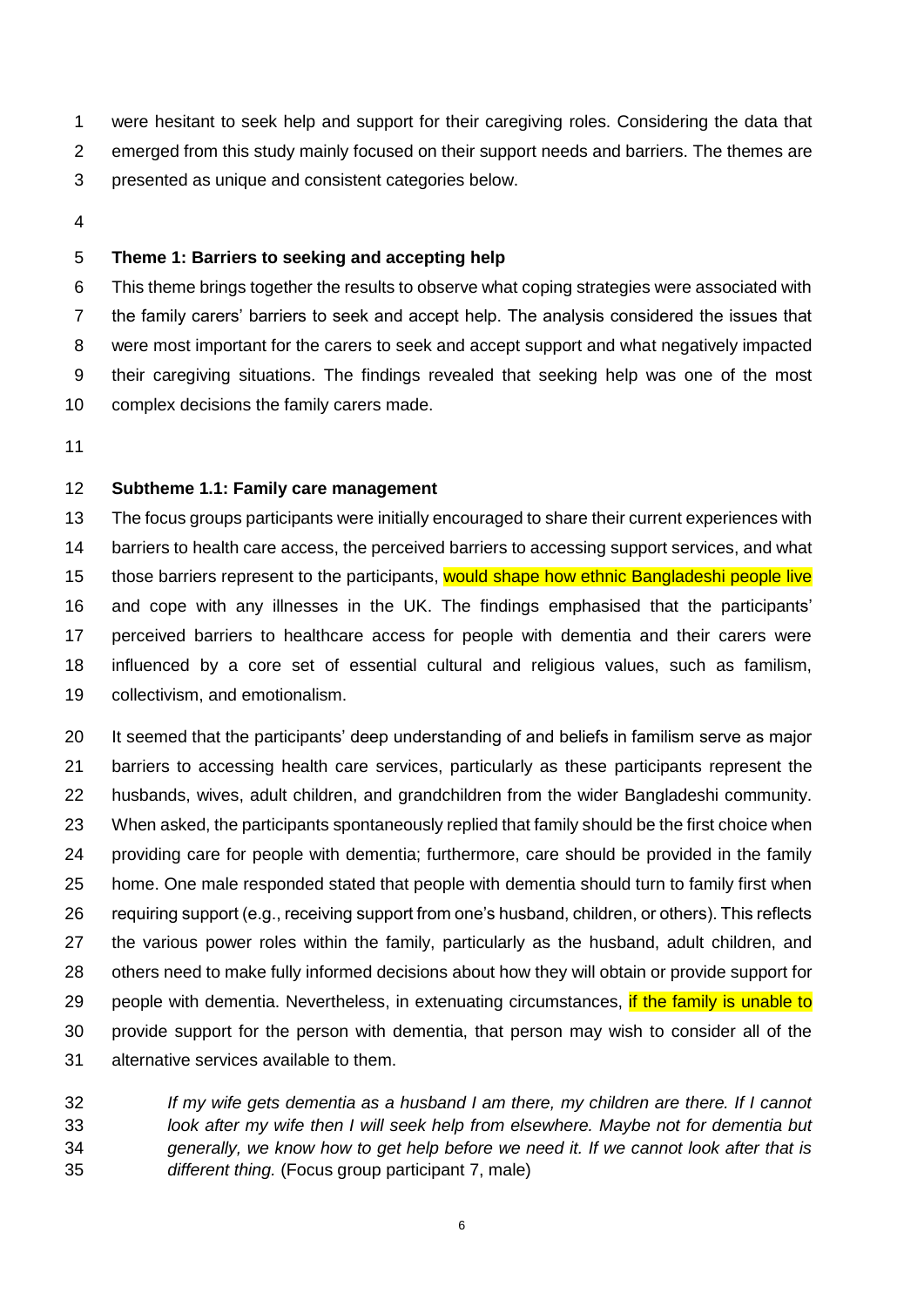were hesitant to seek help and support for their caregiving roles. Considering the data that emerged from this study mainly focused on their support needs and barriers. The themes are presented as unique and consistent categories below.

### Theme 1: Barriers to seeking and accepting help

This theme brings together the results to observe what coping strategies were associated with the family carers' barriers to seek and accept help. The analysis considered the issues that were most important for the carers to seek and accept support and what negatively impacted their caregiving situations. The findings revealed that seeking help was one of the most complex decisions the family carers made.

#### Subtheme 1.1: Family care management

The focus groups participants were initially encouraged to share their current experiences with barriers to health care access, the perceived barriers to accessing support services, and what those barriers represent to the participants, would shape how ethnic Bangladeshi people live and cope with any illnesses in the UK. The findings emphasised that the participants' perceived barriers to healthcare access for people with dementia and their carers were influenced by a core set of essential cultural and religious values, such as familism, collectivism, and emotionalism.

It seemed that the participants' deep understanding of and beliefs in familism serve as major barriers to accessing health care services, particularly as these participants represent the husbands, wives, adult children, and grandchildren from the wider Bangladeshi community. When asked, the participants spontaneously replied that family should be the first choice when providing care for people with dementia; furthermore, care should be provided in the family home. One male responded stated that people with dementia should turn to family first when requiring support (e.g., receiving support from one's husband, children, or others). This reflects the various power roles within the family, particularly as the husband, adult children, and others need to make fully informed decisions about how they will obtain or provide support for people with dementia. Nevertheless, in extenuating circumstances, if the family is unable to provide support for the person with dementia, that person may wish to consider all of the alternative services available to them.

> *If my wife gets dementia as a husband I am there, my children are there. If I cannot look after my wife then I will seek help from elsewhere. Maybe not for dementia but generally, we know how to get help before we need it. If we cannot look after that is different thing.* (Focus group participant 7, male)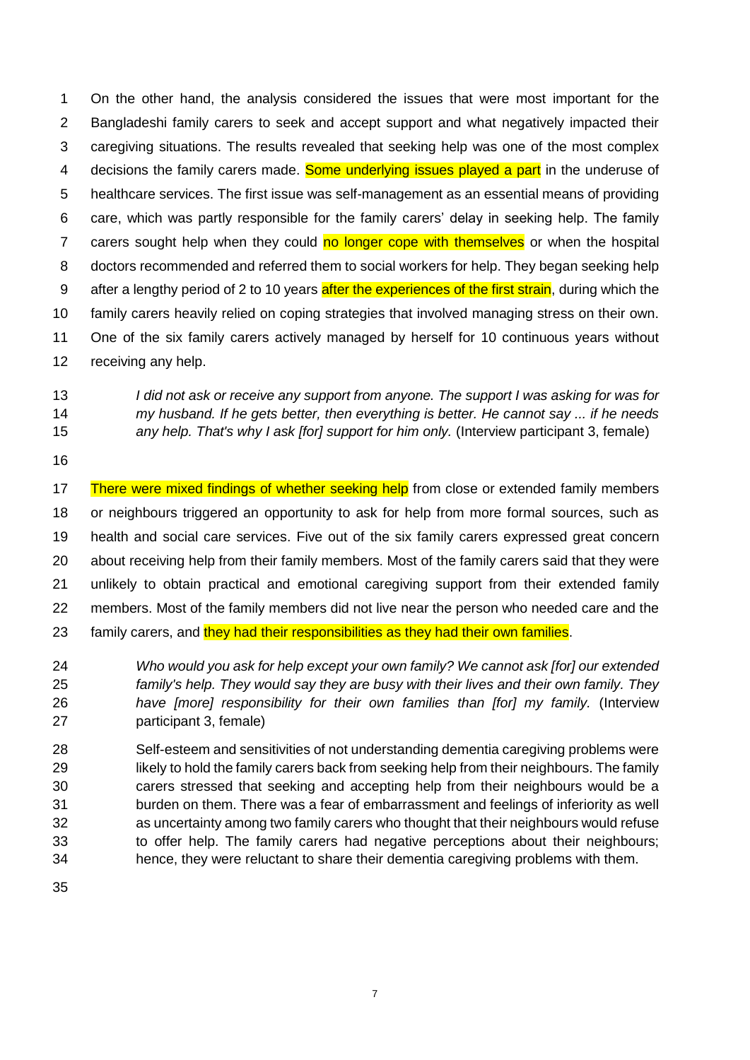On the other hand, the analysis considered the issues that were most important for the Bangladeshi family carers to seek and accept support and what negatively impacted their caregiving situations. The results revealed that seeking help was one of the most complex decisions the family carers made. Some underlying issues played a part in the underuse of healthcare services. The first issue was self-management as an essential means of providing care, which was partly responsible for the family carers' delay in seeking help. The family carers sought help when they could no longer cope with themselves or when the hospital doctors recommended and referred them to social workers for help. They began seeking help after a lengthy period of 2 to 10 years after the experiences of the first strain, during which the family carers heavily relied on coping strategies that involved managing stress on their own. One of the six family carers actively managed by herself for 10 continuous years without receiving any help.

> *I did not ask or receive any support from anyone. The support I was asking for was for my husband. If he gets better, then everything is better. He cannot say ... if he needs any help. That's why I ask [for] support for him only.* (Interview participant 3, female)

There were mixed findings of whether seeking help from close or extended family members or neighbours triggered an opportunity to ask for help from more formal sources, such as health and social care services. Five out of the six family carers expressed great concern about receiving help from their family members. Most of the family carers said that they were unlikely to obtain practical and emotional caregiving support from their extended family members. Most of the family members did not live near the person who needed care and the family carers, and they had their responsibilities as they had their own families.

> *Who would you ask for help except your own family? We cannot ask [for] our extended family's help. They would say they are busy with their lives and their own family. They have [more] responsibility for their own families than [for] my family.* (Interview participant 3, female)

> Self-esteem and sensitivities of not understanding dementia caregiving problems were likely to hold the family carers back from seeking help from their neighbours. The family carers stressed that seeking and accepting help from their neighbours would be a burden on them. There was a fear of embarrassment and feelings of inferiority as well as uncertainty among two family carers who thought that their neighbours would refuse to offer help. The family carers had negative perceptions about their neighbours; hence, they were reluctant to share their dementia caregiving problems with them.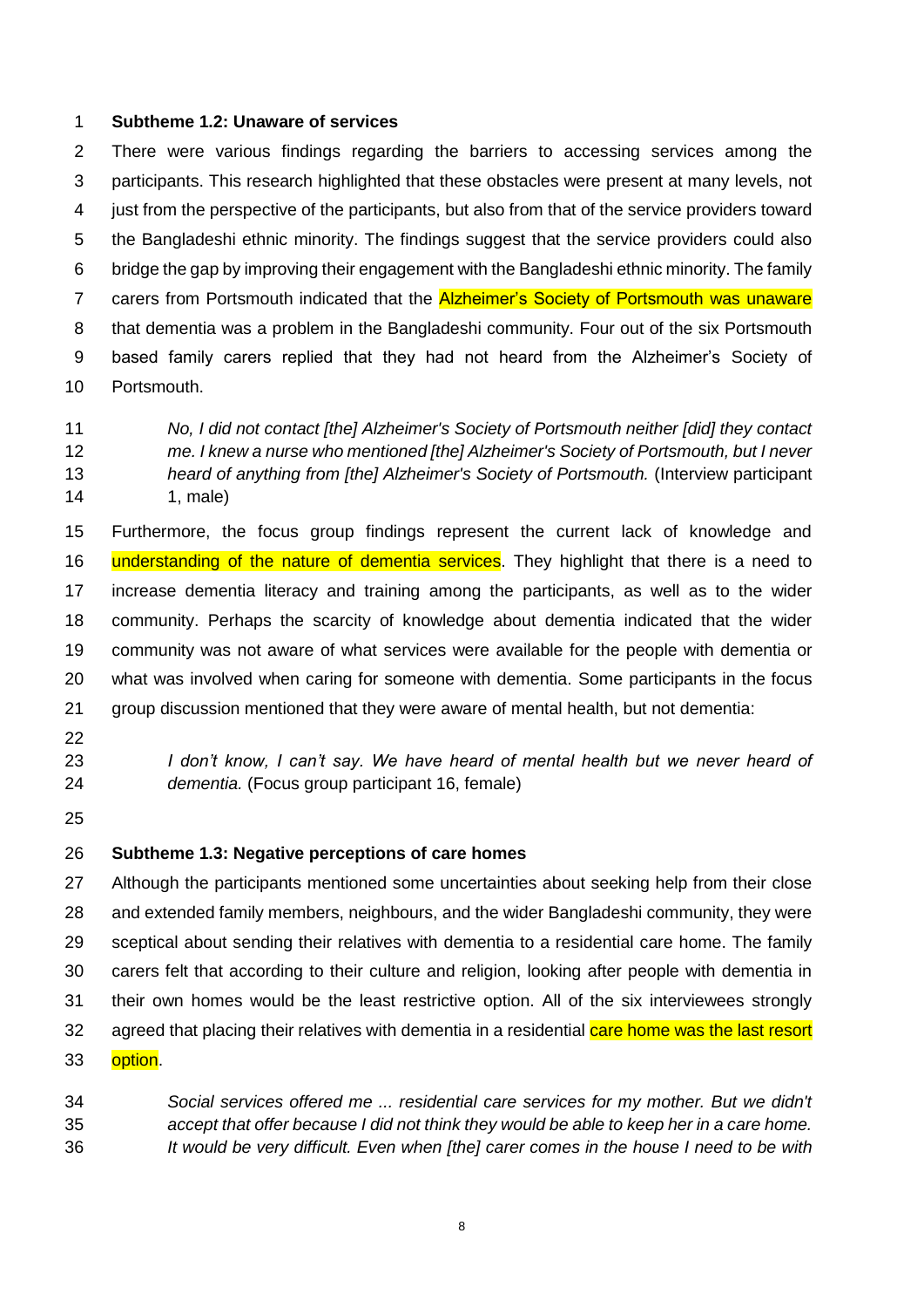### Subtheme 1.2: Unaware of services

There were various findings regarding the barriers to accessing services among the participants. This research highlighted that these obstacles were present at many levels, not just from the perspective of the participants, but also from that of the service providers toward the Bangladeshi ethnic minority. The findings suggest that the service providers could also bridge the gap by improving their engagement with the Bangladeshi ethnic minority. The family carers from Portsmouth indicated that the Alzheimer's Society of Portsmouth was unaware that dementia was a problem in the Bangladeshi community. Four out of the six Portsmouth based family carers replied that they had not heard from the Alzheimer's Society of Portsmouth.

> *No, I did not contact [the] Alzheimer's Society of Portsmouth neither [did] they contact me. I knew a nurse who mentioned [the] Alzheimer's Society of Portsmouth, but I never heard of anything from [the] Alzheimer's Society of Portsmouth.* (Interview participant 1, male)

Furthermore, the focus group findings represent the current lack of knowledge and understanding of the nature of dementia services. They highlight that there is a need to increase dementia literacy and training among the participants, as well as to the wider community. Perhaps the scarcity of knowledge about dementia indicated that the wider community was not aware of what services were available for the people with dementia or what was involved when caring for someone with dementia. Some participants in the focus group discussion mentioned that they were aware of mental health, but not dementia:

> *I don't know, I can't say. We have heard of mental health but we never heard of dementia.* (Focus group participant 16, female)

### Subtheme 1.3: Negative perceptions of care homes

Although the participants mentioned some uncertainties about seeking help from their close and extended family members, neighbours, and the wider Bangladeshi community, they were sceptical about sending their relatives with dementia to a residential care home. The family carers felt that according to their culture and religion, looking after people with dementia in their own homes would be the least restrictive option. All of the six interviewees strongly agreed that placing their relatives with dementia in a residential care home was the last resort option.

> *Social services offered me ... residential care services for my mother. But we didn't accept that offer because I did not think they would be able to keep her in a care home. It would be very difficult. Even when [the] carer comes in the house I need to be with*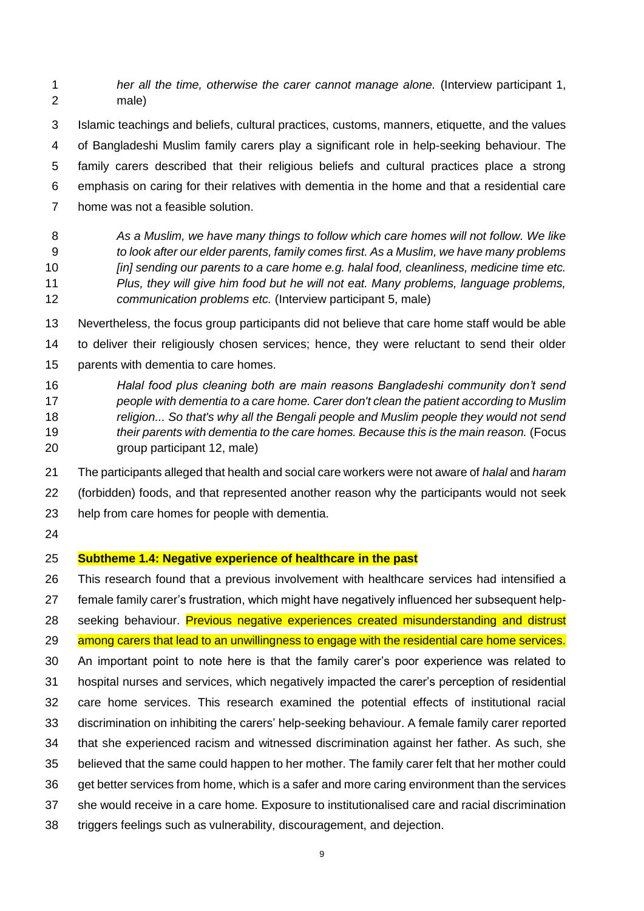> *her all the time, otherwise the carer cannot manage alone.* (Interview participant 1, male)

Islamic teachings and beliefs, cultural practices, customs, manners, etiquette, and the values of Bangladeshi Muslim family carers play a significant role in help-seeking behaviour. The family carers described that their religious beliefs and cultural practices place a strong emphasis on caring for their relatives with dementia in the home and that a residential care home was not a feasible solution.

> *As a Muslim, we have many things to follow which care homes will not follow. We like to look after our elder parents, family comes first. As a Muslim, we have many problems [in] sending our parents to a care home e.g. halal food, cleanliness, medicine time etc. Plus, they will give him food but he will not eat. Many problems, language problems, communication problems etc.* (Interview participant 5, male)

Nevertheless, the focus group participants did not believe that care home staff would be able to deliver their religiously chosen services; hence, they were reluctant to send their older parents with dementia to care homes.

> *Halal food plus cleaning both are main reasons Bangladeshi community don't send people with dementia to a care home. Carer don't clean the patient according to Muslim religion... So that's why all the Bengali people and Muslim people they would not send their parents with dementia to the care homes. Because this is the main reason.* (Focus group participant 12, male)

The participants alleged that health and social care workers were not aware of *halal* and *haram* (forbidden) foods, and that represented another reason why the participants would not seek help from care homes for people with dementia.

### Subtheme 1.4: Negative experience of healthcare in the past

This research found that a previous involvement with healthcare services had intensified a female family carer's frustration, which might have negatively influenced her subsequent help-seeking behaviour. Previous negative experiences created misunderstanding and distrust among carers that lead to an unwillingness to engage with the residential care home services. An important point to note here is that the family carer's poor experience was related to hospital nurses and services, which negatively impacted the carer's perception of residential care home services. This research examined the potential effects of institutional racial discrimination on inhibiting the carers' help-seeking behaviour. A female family carer reported that she experienced racism and witnessed discrimination against her father. As such, she believed that the same could happen to her mother. The family carer felt that her mother could get better services from home, which is a safer and more caring environment than the services she would receive in a care home. Exposure to institutionalised care and racial discrimination triggers feelings such as vulnerability, discouragement, and dejection.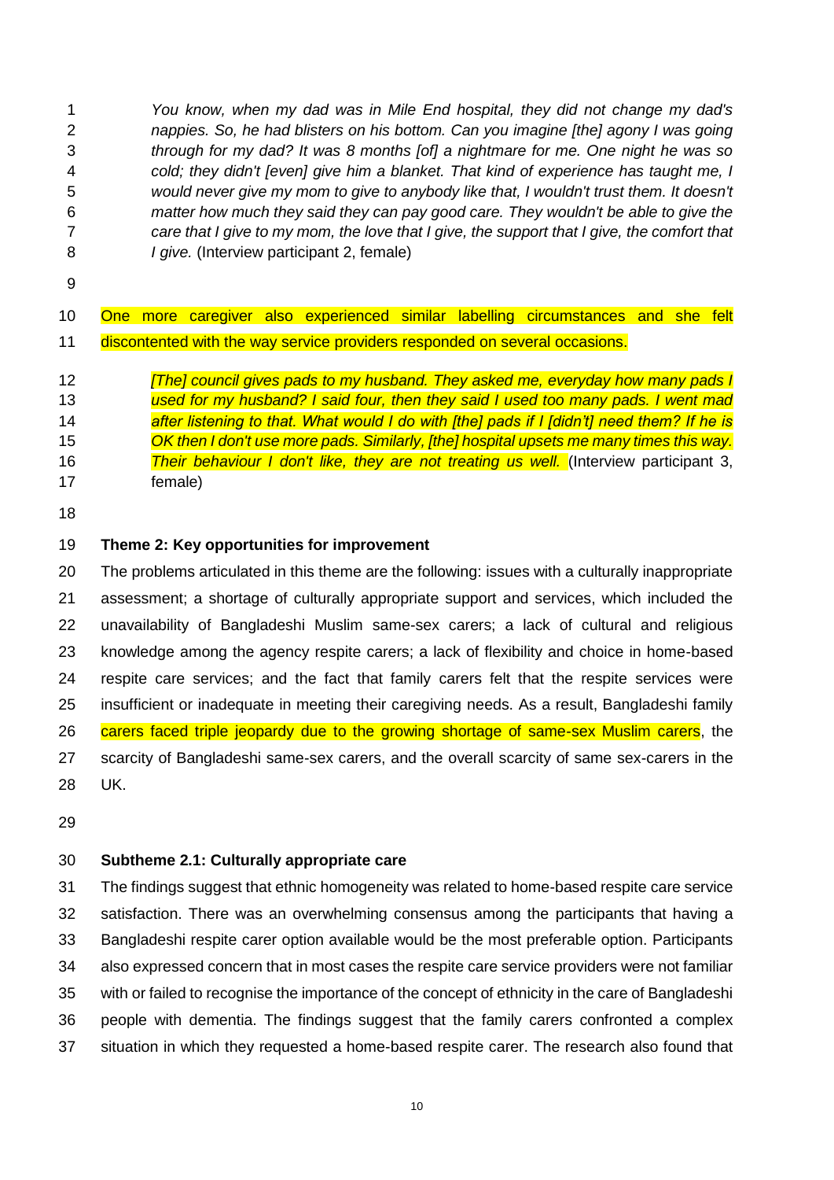> *You know, when my dad was in Mile End hospital, they did not change my dad's nappies. So, he had blisters on his bottom. Can you imagine [the] agony I was going through for my dad? It was 8 months [of] a nightmare for me. One night he was so cold; they didn't [even] give him a blanket. That kind of experience has taught me, I would never give my mom to give to anybody like that, I wouldn't trust them. It doesn't matter how much they said they can pay good care. They wouldn't be able to give the care that I give to my mom, the love that I give, the support that I give, the comfort that I give.* (Interview participant 2, female)

One more caregiver also experienced similar labelling circumstances and she felt discontented with the way service providers responded on several occasions.

> *[The] council gives pads to my husband. They asked me, everyday how many pads I used for my husband? I said four, then they said I used too many pads. I went mad after listening to that. What would I do with [the] pads if I [didn't] need them? If he is OK then I don't use more pads. Similarly, [the] hospital upsets me many times this way. Their behaviour I don't like, they are not treating us well.* (Interview participant 3, female)

**Theme 2: Key opportunities for improvement**

The problems articulated in this theme are the following: issues with a culturally inappropriate assessment; a shortage of culturally appropriate support and services, which included the unavailability of Bangladeshi Muslim same-sex carers; a lack of cultural and religious knowledge among the agency respite carers; a lack of flexibility and choice in home-based respite care services; and the fact that family carers felt that the respite services were insufficient or inadequate in meeting their caregiving needs. As a result, Bangladeshi family carers faced triple jeopardy due to the growing shortage of same-sex Muslim carers, the scarcity of Bangladeshi same-sex carers, and the overall scarcity of same sex-carers in the UK.

**Subtheme 2.1: Culturally appropriate care**

The findings suggest that ethnic homogeneity was related to home-based respite care service satisfaction. There was an overwhelming consensus among the participants that having a Bangladeshi respite carer option available would be the most preferable option. Participants also expressed concern that in most cases the respite care service providers were not familiar with or failed to recognise the importance of the concept of ethnicity in the care of Bangladeshi people with dementia. The findings suggest that the family carers confronted a complex situation in which they requested a home-based respite carer. The research also found that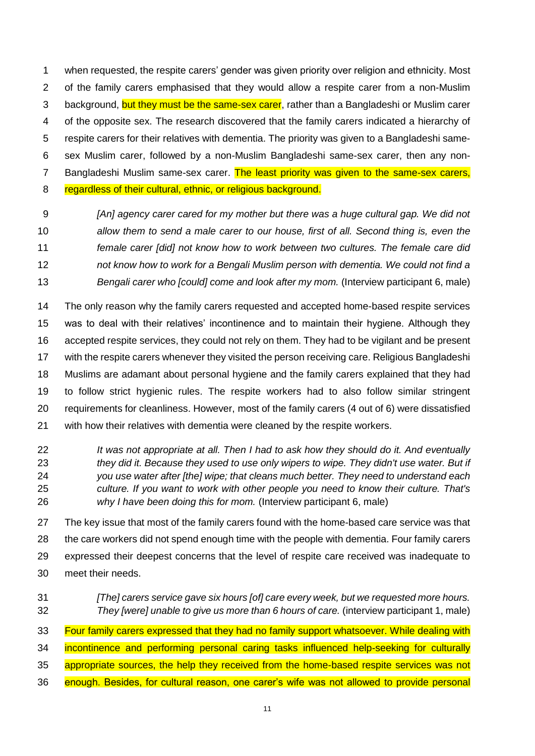when requested, the respite carers' gender was given priority over religion and ethnicity. Most of the family carers emphasised that they would allow a respite carer from a non-Muslim background, but they must be the same-sex carer, rather than a Bangladeshi or Muslim carer of the opposite sex. The research discovered that the family carers indicated a hierarchy of respite carers for their relatives with dementia. The priority was given to a Bangladeshi same-sex Muslim carer, followed by a non-Muslim Bangladeshi same-sex carer, then any non-Bangladeshi Muslim same-sex carer. The least priority was given to the same-sex carers, regardless of their cultural, ethnic, or religious background.

> *[An] agency carer cared for my mother but there was a huge cultural gap. We did not allow them to send a male carer to our house, first of all. Second thing is, even the female carer [did] not know how to work between two cultures. The female care did not know how to work for a Bengali Muslim person with dementia. We could not find a Bengali carer who [could] come and look after my mom.* (Interview participant 6, male)

The only reason why the family carers requested and accepted home-based respite services was to deal with their relatives' incontinence and to maintain their hygiene. Although they accepted respite services, they could not rely on them. They had to be vigilant and be present with the respite carers whenever they visited the person receiving care. Religious Bangladeshi Muslims are adamant about personal hygiene and the family carers explained that they had to follow strict hygienic rules. The respite workers had to also follow similar stringent requirements for cleanliness. However, most of the family carers (4 out of 6) were dissatisfied with how their relatives with dementia were cleaned by the respite workers.

> *It was not appropriate at all. Then I had to ask how they should do it. And eventually they did it. Because they used to use only wipers to wipe. They didn't use water. But if you use water after [the] wipe; that cleans much better. They need to understand each culture. If you want to work with other people you need to know their culture. That's why I have been doing this for mom.* (Interview participant 6, male)

The key issue that most of the family carers found with the home-based care service was that the care workers did not spend enough time with the people with dementia. Four family carers expressed their deepest concerns that the level of respite care received was inadequate to meet their needs.

> *[The] carers service gave six hours [of] care every week, but we requested more hours. They [were] unable to give us more than 6 hours of care.* (interview participant 1, male)

Four family carers expressed that they had no family support whatsoever. While dealing with incontinence and performing personal caring tasks influenced help-seeking for culturally appropriate sources, the help they received from the home-based respite services was not enough. Besides, for cultural reason, one carer's wife was not allowed to provide personal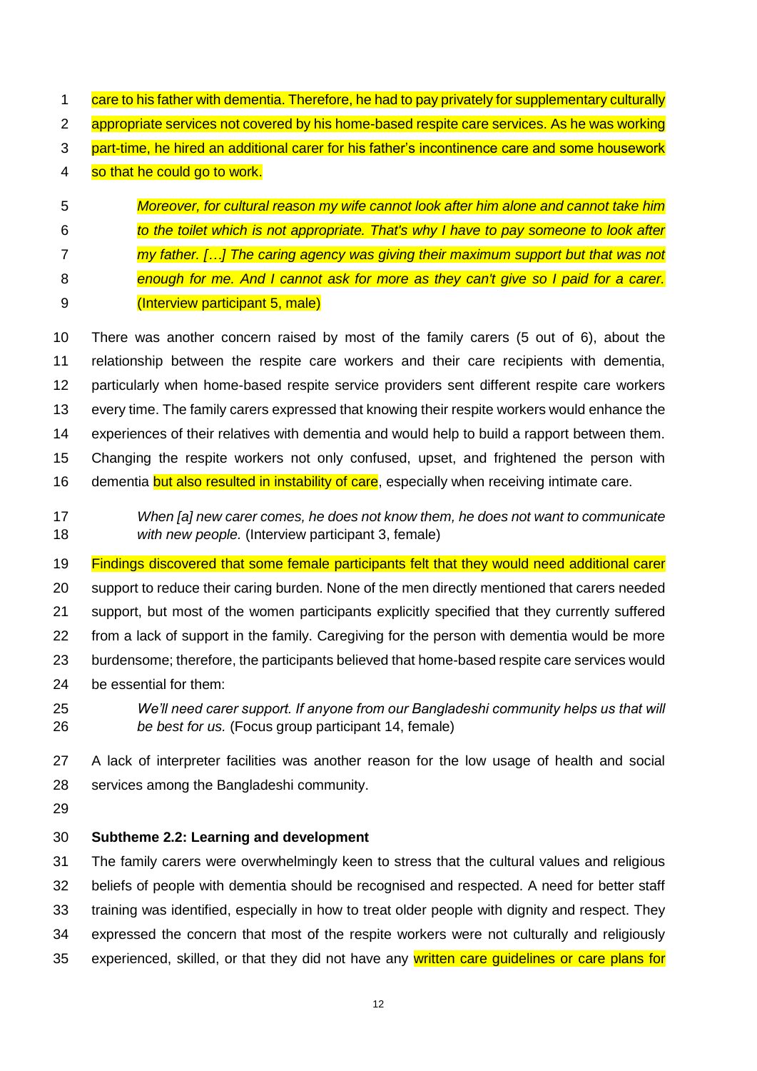care to his father with dementia. Therefore, he had to pay privately for supplementary culturally appropriate services not covered by his home-based respite care services. As he was working part-time, he hired an additional carer for his father's incontinence care and some housework so that he could go to work.

> *Moreover, for cultural reason my wife cannot look after him alone and cannot take him to the toilet which is not appropriate. That's why I have to pay someone to look after my father. […] The caring agency was giving their maximum support but that was not enough for me. And I cannot ask for more as they can't give so I paid for a carer.* (Interview participant 5, male)

There was another concern raised by most of the family carers (5 out of 6), about the relationship between the respite care workers and their care recipients with dementia, particularly when home-based respite service providers sent different respite care workers every time. The family carers expressed that knowing their respite workers would enhance the experiences of their relatives with dementia and would help to build a rapport between them. Changing the respite workers not only confused, upset, and frightened the person with dementia but also resulted in instability of care, especially when receiving intimate care.

> *When [a] new carer comes, he does not know them, he does not want to communicate with new people.* (Interview participant 3, female)

Findings discovered that some female participants felt that they would need additional carer support to reduce their caring burden. None of the men directly mentioned that carers needed support, but most of the women participants explicitly specified that they currently suffered from a lack of support in the family. Caregiving for the person with dementia would be more burdensome; therefore, the participants believed that home-based respite care services would be essential for them:

> *We'll need carer support. If anyone from our Bangladeshi community helps us that will be best for us.* (Focus group participant 14, female)

A lack of interpreter facilities was another reason for the low usage of health and social services among the Bangladeshi community.

**Subtheme 2.2: Learning and development**

The family carers were overwhelmingly keen to stress that the cultural values and religious beliefs of people with dementia should be recognised and respected. A need for better staff training was identified, especially in how to treat older people with dignity and respect. They expressed the concern that most of the respite workers were not culturally and religiously experienced, skilled, or that they did not have any written care guidelines or care plans for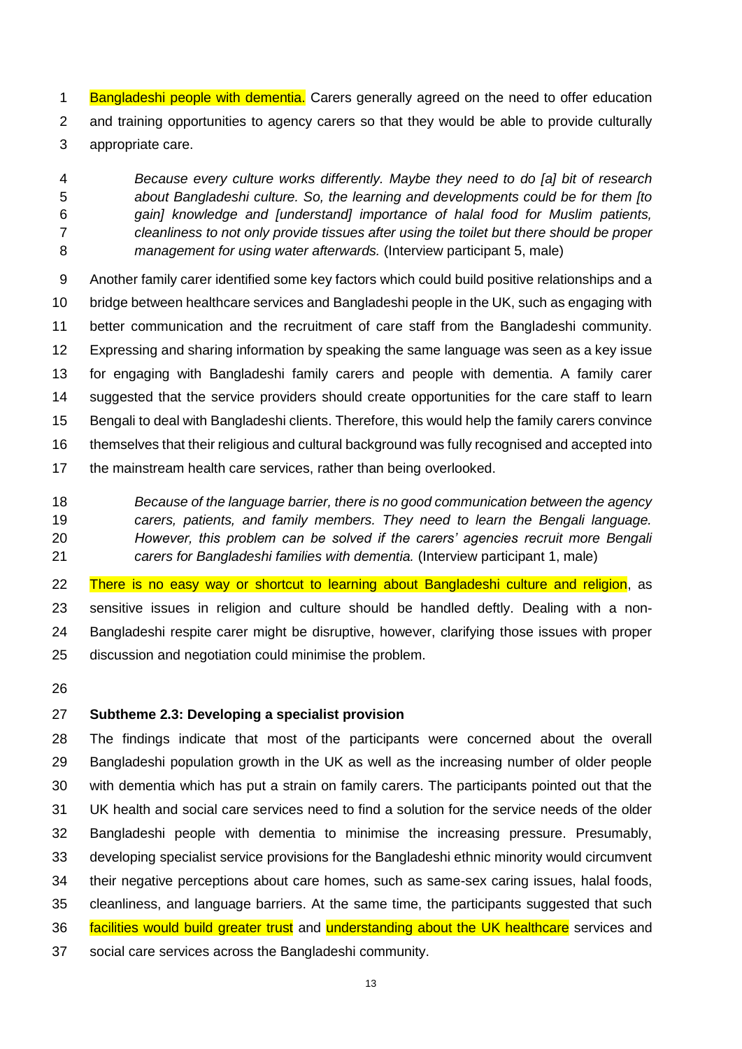Bangladeshi people with dementia. Carers generally agreed on the need to offer education and training opportunities to agency carers so that they would be able to provide culturally appropriate care.

> *Because every culture works differently. Maybe they need to do [a] bit of research about Bangladeshi culture. So, the learning and developments could be for them [to gain] knowledge and [understand] importance of halal food for Muslim patients, cleanliness to not only provide tissues after using the toilet but there should be proper management for using water afterwards.* (Interview participant 5, male)

Another family carer identified some key factors which could build positive relationships and a bridge between healthcare services and Bangladeshi people in the UK, such as engaging with better communication and the recruitment of care staff from the Bangladeshi community. Expressing and sharing information by speaking the same language was seen as a key issue for engaging with Bangladeshi family carers and people with dementia. A family carer suggested that the service providers should create opportunities for the care staff to learn Bengali to deal with Bangladeshi clients. Therefore, this would help the family carers convince themselves that their religious and cultural background was fully recognised and accepted into the mainstream health care services, rather than being overlooked.

> *Because of the language barrier, there is no good communication between the agency carers, patients, and family members. They need to learn the Bengali language. However, this problem can be solved if the carers' agencies recruit more Bengali carers for Bangladeshi families with dementia.* (Interview participant 1, male)

There is no easy way or shortcut to learning about Bangladeshi culture and religion, as sensitive issues in religion and culture should be handled deftly. Dealing with a non-Bangladeshi respite carer might be disruptive, however, clarifying those issues with proper discussion and negotiation could minimise the problem.

**Subtheme 2.3: Developing a specialist provision**

The findings indicate that most of the participants were concerned about the overall Bangladeshi population growth in the UK as well as the increasing number of older people with dementia which has put a strain on family carers. The participants pointed out that the UK health and social care services need to find a solution for the service needs of the older Bangladeshi people with dementia to minimise the increasing pressure. Presumably, developing specialist service provisions for the Bangladeshi ethnic minority would circumvent their negative perceptions about care homes, such as same-sex caring issues, halal foods, cleanliness, and language barriers. At the same time, the participants suggested that such facilities would build greater trust and understanding about the UK healthcare services and social care services across the Bangladeshi community.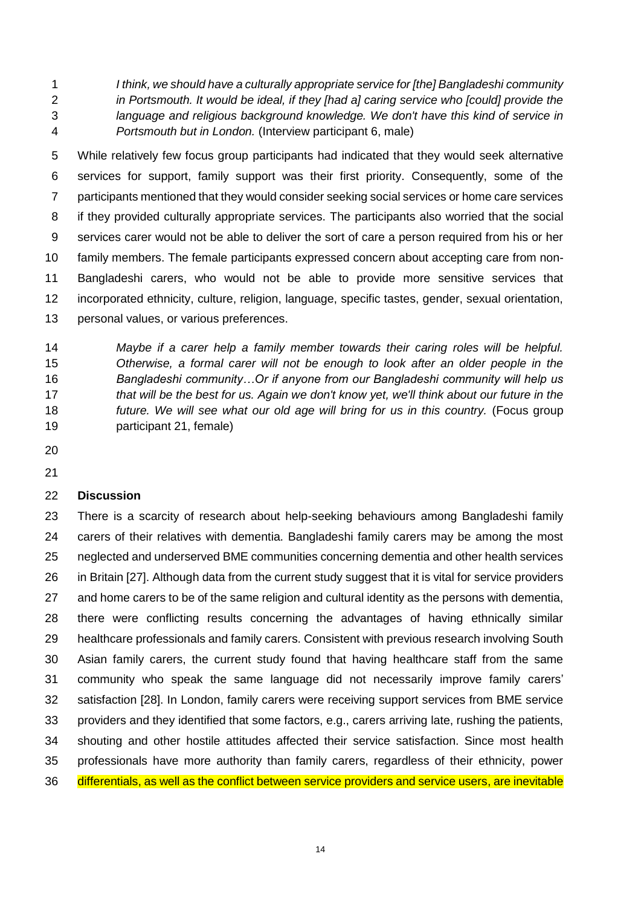> *I think, we should have a culturally appropriate service for [the] Bangladeshi community in Portsmouth. It would be ideal, if they [had a] caring service who [could] provide the language and religious background knowledge. We don't have this kind of service in Portsmouth but in London.* (Interview participant 6, male)

While relatively few focus group participants had indicated that they would seek alternative services for support, family support was their first priority. Consequently, some of the participants mentioned that they would consider seeking social services or home care services if they provided culturally appropriate services. The participants also worried that the social services carer would not be able to deliver the sort of care a person required from his or her family members. The female participants expressed concern about accepting care from non-Bangladeshi carers, who would not be able to provide more sensitive services that incorporated ethnicity, culture, religion, language, specific tastes, gender, sexual orientation, personal values, or various preferences.

> *Maybe if a carer help a family member towards their caring roles will be helpful. Otherwise, a formal carer will not be enough to look after an older people in the Bangladeshi community…Or if anyone from our Bangladeshi community will help us that will be the best for us. Again we don't know yet, we'll think about our future in the future. We will see what our old age will bring for us in this country.* (Focus group participant 21, female)

## Discussion

There is a scarcity of research about help-seeking behaviours among Bangladeshi family carers of their relatives with dementia. Bangladeshi family carers may be among the most neglected and underserved BME communities concerning dementia and other health services in Britain [27]. Although data from the current study suggest that it is vital for service providers and home carers to be of the same religion and cultural identity as the persons with dementia, there were conflicting results concerning the advantages of having ethnically similar healthcare professionals and family carers. Consistent with previous research involving South Asian family carers, the current study found that having healthcare staff from the same community who speak the same language did not necessarily improve family carers' satisfaction [28]. In London, family carers were receiving support services from BME service providers and they identified that some factors, e.g., carers arriving late, rushing the patients, shouting and other hostile attitudes affected their service satisfaction. Since most health professionals have more authority than family carers, regardless of their ethnicity, power differentials, as well as the conflict between service providers and service users, are inevitable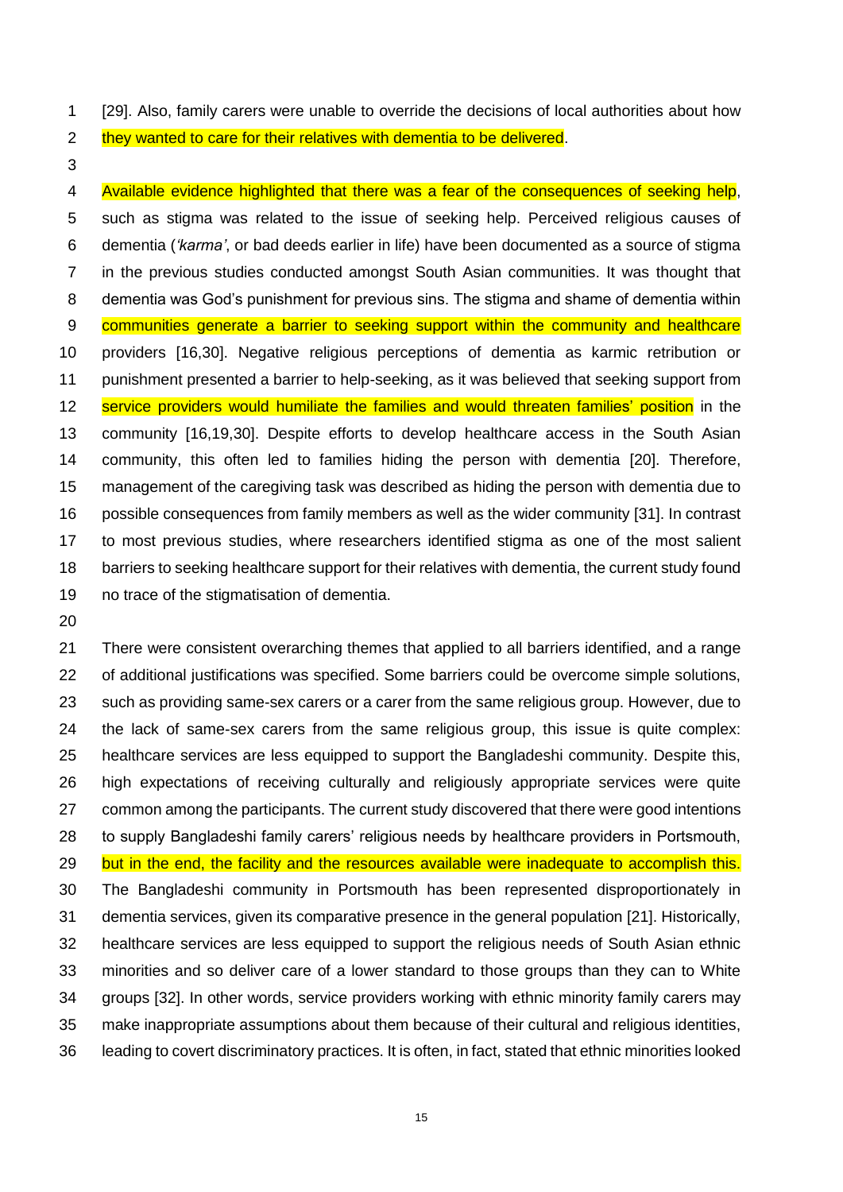[29]. Also, family carers were unable to override the decisions of local authorities about how they wanted to care for their relatives with dementia to be delivered.

Available evidence highlighted that there was a fear of the consequences of seeking help, such as stigma was related to the issue of seeking help. Perceived religious causes of dementia (*'karma'*, or bad deeds earlier in life) have been documented as a source of stigma in the previous studies conducted amongst South Asian communities. It was thought that dementia was God's punishment for previous sins. The stigma and shame of dementia within communities generate a barrier to seeking support within the community and healthcare providers [16,30]. Negative religious perceptions of dementia as karmic retribution or punishment presented a barrier to help-seeking, as it was believed that seeking support from service providers would humiliate the families and would threaten families' position in the community [16,19,30]. Despite efforts to develop healthcare access in the South Asian community, this often led to families hiding the person with dementia [20]. Therefore, management of the caregiving task was described as hiding the person with dementia due to possible consequences from family members as well as the wider community [31]. In contrast to most previous studies, where researchers identified stigma as one of the most salient barriers to seeking healthcare support for their relatives with dementia, the current study found no trace of the stigmatisation of dementia.

There were consistent overarching themes that applied to all barriers identified, and a range of additional justifications was specified. Some barriers could be overcome simple solutions, such as providing same-sex carers or a carer from the same religious group. However, due to the lack of same-sex carers from the same religious group, this issue is quite complex: healthcare services are less equipped to support the Bangladeshi community. Despite this, high expectations of receiving culturally and religiously appropriate services were quite common among the participants. The current study discovered that there were good intentions to supply Bangladeshi family carers' religious needs by healthcare providers in Portsmouth, but in the end, the facility and the resources available were inadequate to accomplish this. The Bangladeshi community in Portsmouth has been represented disproportionately in dementia services, given its comparative presence in the general population [21]. Historically, healthcare services are less equipped to support the religious needs of South Asian ethnic minorities and so deliver care of a lower standard to those groups than they can to White groups [32]. In other words, service providers working with ethnic minority family carers may make inappropriate assumptions about them because of their cultural and religious identities, leading to covert discriminatory practices. It is often, in fact, stated that ethnic minorities looked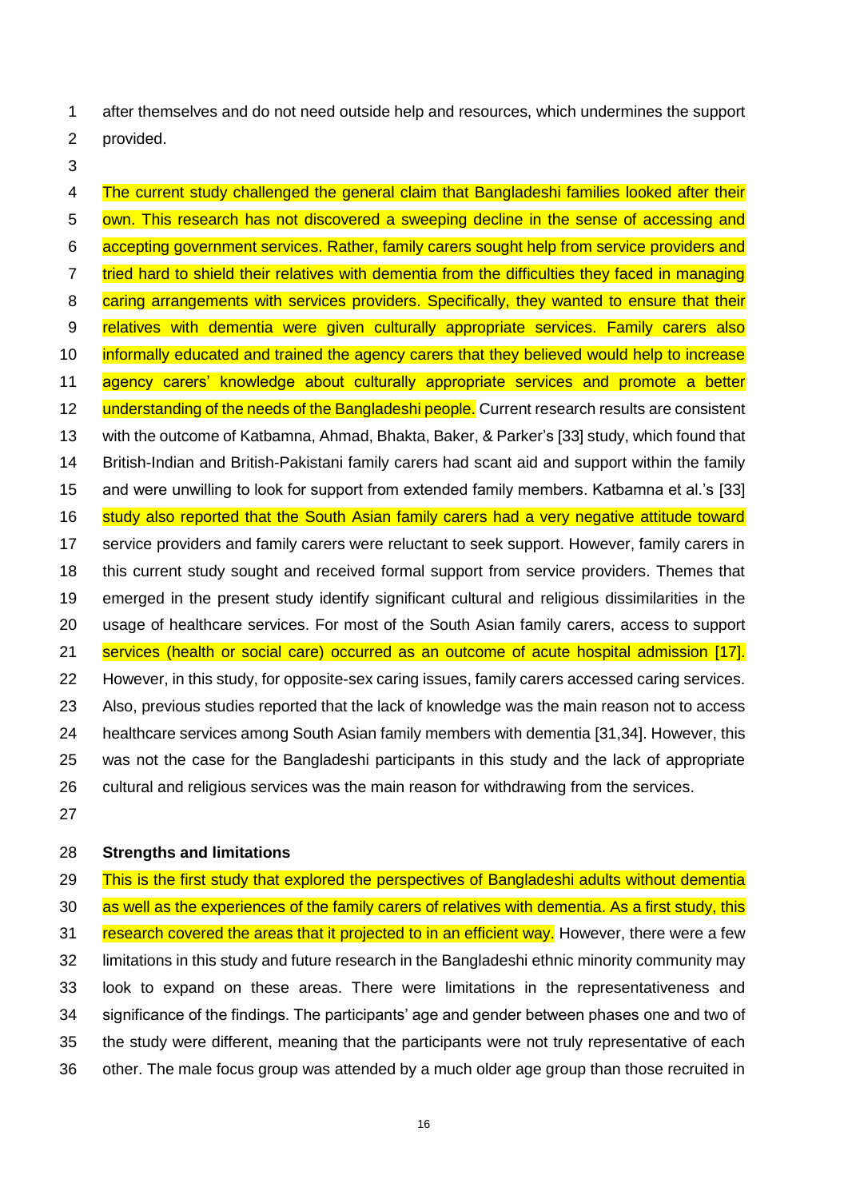after themselves and do not need outside help and resources, which undermines the support provided.

The current study challenged the general claim that Bangladeshi families looked after their own. This research has not discovered a sweeping decline in the sense of accessing and accepting government services. Rather, family carers sought help from service providers and tried hard to shield their relatives with dementia from the difficulties they faced in managing caring arrangements with services providers. Specifically, they wanted to ensure that their relatives with dementia were given culturally appropriate services. Family carers also informally educated and trained the agency carers that they believed would help to increase agency carers' knowledge about culturally appropriate services and promote a better understanding of the needs of the Bangladeshi people. Current research results are consistent with the outcome of Katbamna, Ahmad, Bhakta, Baker, & Parker's [33] study, which found that British-Indian and British-Pakistani family carers had scant aid and support within the family and were unwilling to look for support from extended family members. Katbamna et al.'s [33] study also reported that the South Asian family carers had a very negative attitude toward service providers and family carers were reluctant to seek support. However, family carers in this current study sought and received formal support from service providers. Themes that emerged in the present study identify significant cultural and religious dissimilarities in the usage of healthcare services. For most of the South Asian family carers, access to support services (health or social care) occurred as an outcome of acute hospital admission [17]. However, in this study, for opposite-sex caring issues, family carers accessed caring services. Also, previous studies reported that the lack of knowledge was the main reason not to access healthcare services among South Asian family members with dementia [31,34]. However, this was not the case for the Bangladeshi participants in this study and the lack of appropriate cultural and religious services was the main reason for withdrawing from the services.

**Strengths and limitations**

This is the first study that explored the perspectives of Bangladeshi adults without dementia as well as the experiences of the family carers of relatives with dementia. As a first study, this research covered the areas that it projected to in an efficient way. However, there were a few limitations in this study and future research in the Bangladeshi ethnic minority community may look to expand on these areas. There were limitations in the representativeness and significance of the findings. The participants' age and gender between phases one and two of the study were different, meaning that the participants were not truly representative of each other. The male focus group was attended by a much older age group than those recruited in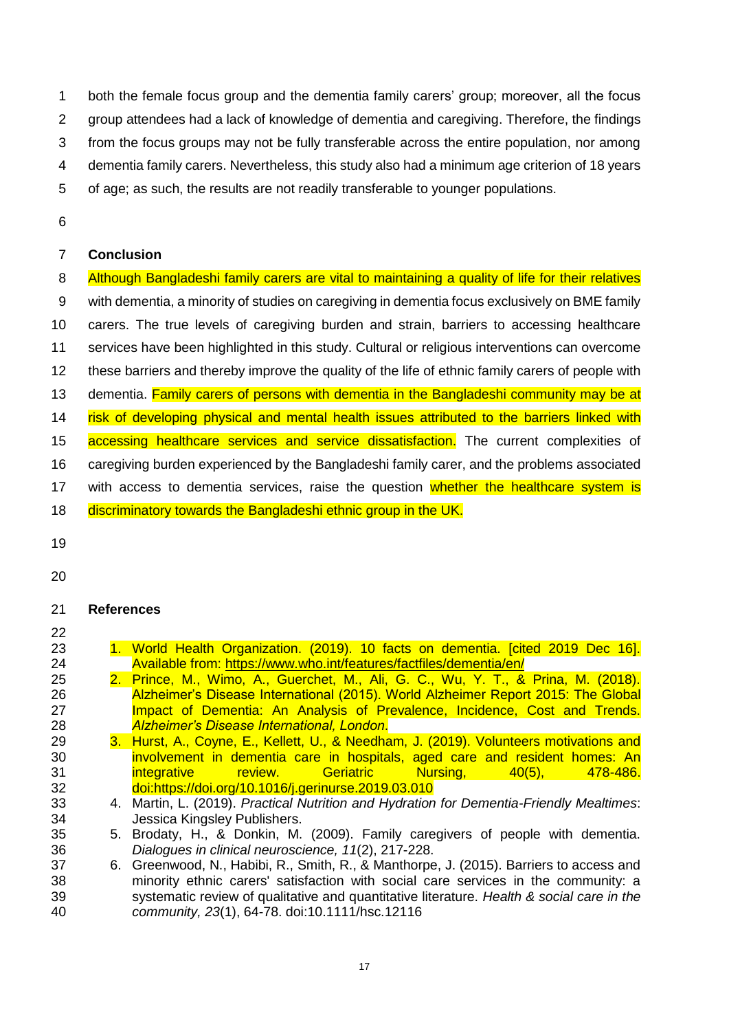both the female focus group and the dementia family carers' group; moreover, all the focus group attendees had a lack of knowledge of dementia and caregiving. Therefore, the findings from the focus groups may not be fully transferable across the entire population, nor among dementia family carers. Nevertheless, this study also had a minimum age criterion of 18 years of age; as such, the results are not readily transferable to younger populations.

## Conclusion

Although Bangladeshi family carers are vital to maintaining a quality of life for their relatives with dementia, a minority of studies on caregiving in dementia focus exclusively on BME family carers. The true levels of caregiving burden and strain, barriers to accessing healthcare services have been highlighted in this study. Cultural or religious interventions can overcome these barriers and thereby improve the quality of the life of ethnic family carers of people with dementia. Family carers of persons with dementia in the Bangladeshi community may be at risk of developing physical and mental health issues attributed to the barriers linked with accessing healthcare services and service dissatisfaction. The current complexities of caregiving burden experienced by the Bangladeshi family carer, and the problems associated with access to dementia services, raise the question whether the healthcare system is discriminatory towards the Bangladeshi ethnic group in the UK.

## References

1. World Health Organization. (2019). 10 facts on dementia. [cited 2019 Dec 16]. Available from: https://www.who.int/features/factfiles/dementia/en/
2. Prince, M., Wimo, A., Guerchet, M., Ali, G. C., Wu, Y. T., & Prina, M. (2018). Alzheimer's Disease International (2015). World Alzheimer Report 2015: The Global Impact of Dementia: An Analysis of Prevalence, Incidence, Cost and Trends. *Alzheimer's Disease International, London*.
3. Hurst, A., Coyne, E., Kellett, U., & Needham, J. (2019). Volunteers motivations and involvement in dementia care in hospitals, aged care and resident homes: An integrative review. Geriatric Nursing, 40(5), 478-486. doi:https://doi.org/10.1016/j.gerinurse.2019.03.010
4. Martin, L. (2019). *Practical Nutrition and Hydration for Dementia-Friendly Mealtimes*: Jessica Kingsley Publishers.
5. Brodaty, H., & Donkin, M. (2009). Family caregivers of people with dementia. *Dialogues in clinical neuroscience, 11*(2), 217-228.
6. Greenwood, N., Habibi, R., Smith, R., & Manthorpe, J. (2015). Barriers to access and minority ethnic carers' satisfaction with social care services in the community: a systematic review of qualitative and quantitative literature. *Health & social care in the community, 23*(1), 64-78. doi:10.1111/hsc.12116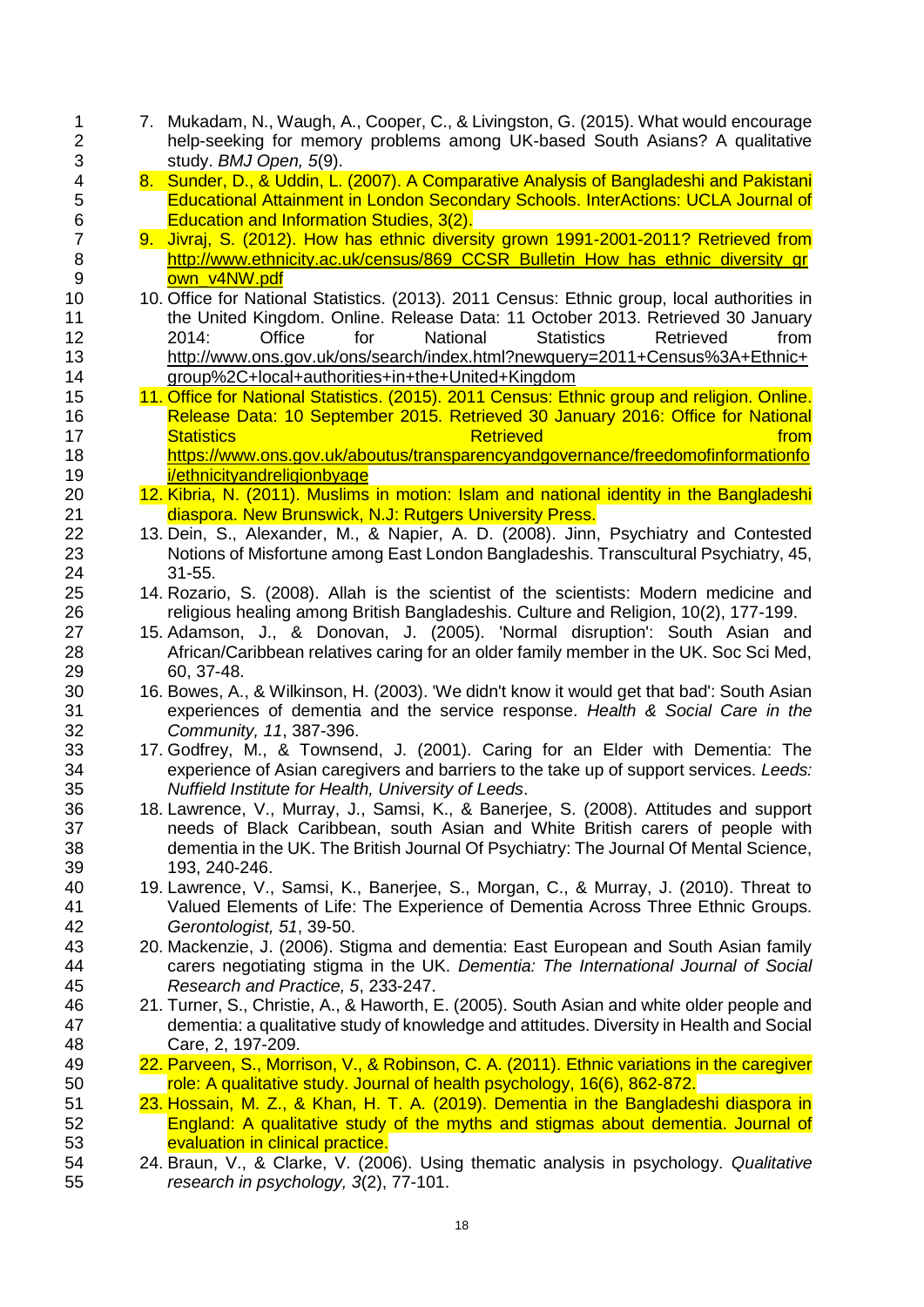7. Mukadam, N., Waugh, A., Cooper, C., & Livingston, G. (2015). What would encourage help-seeking for memory problems among UK-based South Asians? A qualitative study. *BMJ Open, 5*(9).
8. Sunder, D., & Uddin, L. (2007). A Comparative Analysis of Bangladeshi and Pakistani Educational Attainment in London Secondary Schools. InterActions: UCLA Journal of Education and Information Studies, 3(2).
9. Jivraj, S. (2012). How has ethnic diversity grown 1991-2001-2011? Retrieved from http://www.ethnicity.ac.uk/census/869_CCSR_Bulletin_How_has_ethnic_diversity_grown_v4NW.pdf
10. Office for National Statistics. (2013). 2011 Census: Ethnic group, local authorities in the United Kingdom. Online. Release Data: 11 October 2013. Retrieved 30 January 2014: Office for National Statistics Retrieved from http://www.ons.gov.uk/ons/search/index.html?newquery=2011+Census%3A+Ethnic+group%2C+local+authorities+in+the+United+Kingdom
11. Office for National Statistics. (2015). 2011 Census: Ethnic group and religion. Online. Release Data: 10 September 2015. Retrieved 30 January 2016: Office for National Statistics Retrieved from https://www.ons.gov.uk/aboutus/transparencyandgovernance/freedomofinformationfoi/ethnicityandreligionbyage
12. Kibria, N. (2011). Muslims in motion: Islam and national identity in the Bangladeshi diaspora. New Brunswick, N.J: Rutgers University Press.
13. Dein, S., Alexander, M., & Napier, A. D. (2008). Jinn, Psychiatry and Contested Notions of Misfortune among East London Bangladeshis. Transcultural Psychiatry, 45, 31-55.
14. Rozario, S. (2008). Allah is the scientist of the scientists: Modern medicine and religious healing among British Bangladeshis. Culture and Religion, 10(2), 177-199.
15. Adamson, J., & Donovan, J. (2005). 'Normal disruption': South Asian and African/Caribbean relatives caring for an older family member in the UK. Soc Sci Med, 60, 37-48.
16. Bowes, A., & Wilkinson, H. (2003). 'We didn't know it would get that bad': South Asian experiences of dementia and the service response. *Health & Social Care in the Community, 11*, 387-396.
17. Godfrey, M., & Townsend, J. (2001). Caring for an Elder with Dementia: The experience of Asian caregivers and barriers to the take up of support services. *Leeds: Nuffield Institute for Health, University of Leeds*.
18. Lawrence, V., Murray, J., Samsi, K., & Banerjee, S. (2008). Attitudes and support needs of Black Caribbean, south Asian and White British carers of people with dementia in the UK. The British Journal Of Psychiatry: The Journal Of Mental Science, 193, 240-246.
19. Lawrence, V., Samsi, K., Banerjee, S., Morgan, C., & Murray, J. (2010). Threat to Valued Elements of Life: The Experience of Dementia Across Three Ethnic Groups. *Gerontologist, 51*, 39-50.
20. Mackenzie, J. (2006). Stigma and dementia: East European and South Asian family carers negotiating stigma in the UK. *Dementia: The International Journal of Social Research and Practice, 5*, 233-247.
21. Turner, S., Christie, A., & Haworth, E. (2005). South Asian and white older people and dementia: a qualitative study of knowledge and attitudes. Diversity in Health and Social Care, 2, 197-209.
22. Parveen, S., Morrison, V., & Robinson, C. A. (2011). Ethnic variations in the caregiver role: A qualitative study. Journal of health psychology, 16(6), 862-872.
23. Hossain, M. Z., & Khan, H. T. A. (2019). Dementia in the Bangladeshi diaspora in England: A qualitative study of the myths and stigmas about dementia. Journal of evaluation in clinical practice.
24. Braun, V., & Clarke, V. (2006). Using thematic analysis in psychology. *Qualitative research in psychology, 3*(2), 77-101.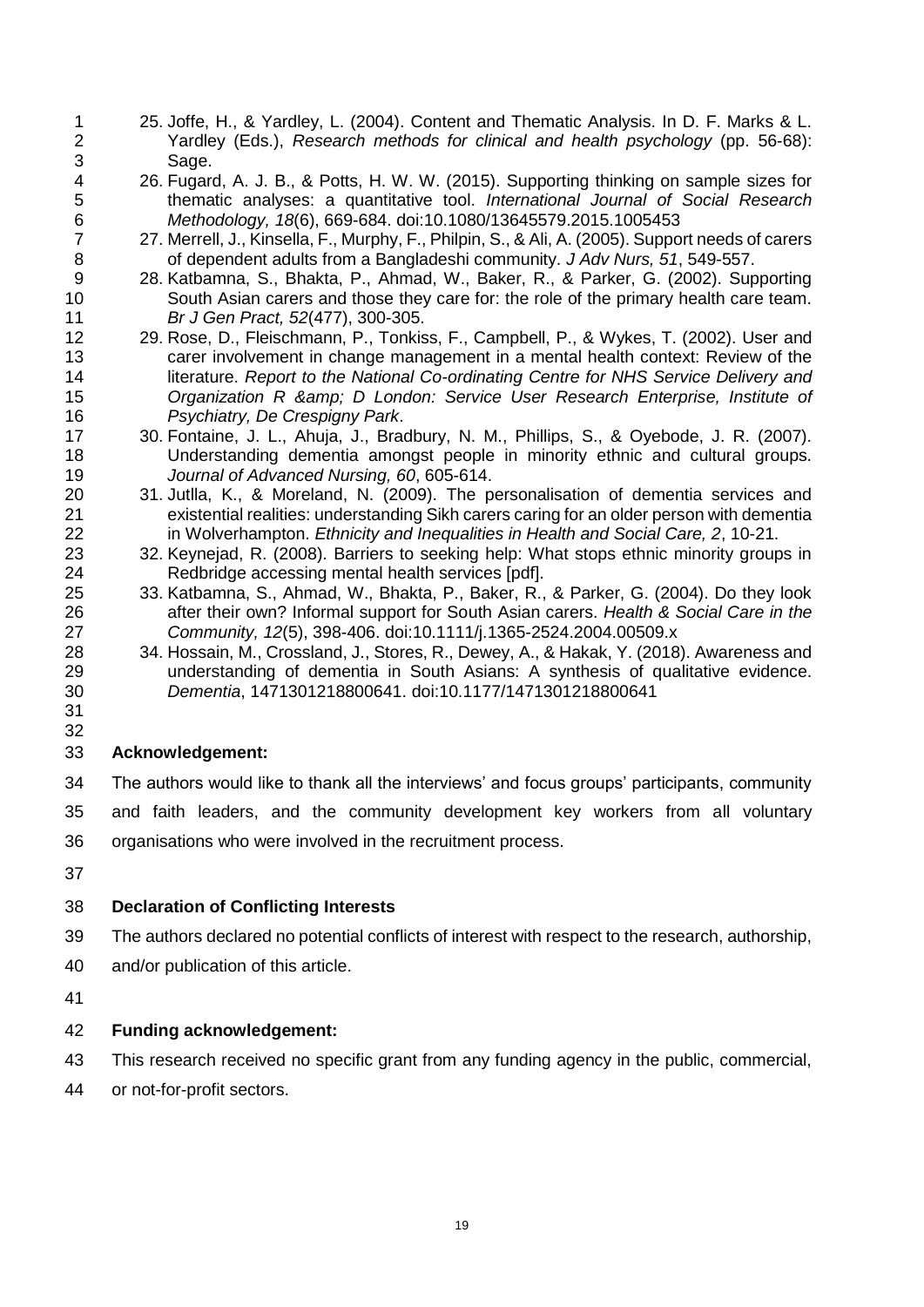25. Joffe, H., & Yardley, L. (2004). Content and Thematic Analysis. In D. F. Marks & L. Yardley (Eds.), *Research methods for clinical and health psychology* (pp. 56-68): Sage.
26. Fugard, A. J. B., & Potts, H. W. W. (2015). Supporting thinking on sample sizes for thematic analyses: a quantitative tool. *International Journal of Social Research Methodology, 18*(6), 669-684. doi:10.1080/13645579.2015.1005453
27. Merrell, J., Kinsella, F., Murphy, F., Philpin, S., & Ali, A. (2005). Support needs of carers of dependent adults from a Bangladeshi community. *J Adv Nurs, 51*, 549-557.
28. Katbamna, S., Bhakta, P., Ahmad, W., Baker, R., & Parker, G. (2002). Supporting South Asian carers and those they care for: the role of the primary health care team. *Br J Gen Pract, 52*(477), 300-305.
29. Rose, D., Fleischmann, P., Tonkiss, F., Campbell, P., & Wykes, T. (2002). User and carer involvement in change management in a mental health context: Review of the literature. *Report to the National Co-ordinating Centre for NHS Service Delivery and Organization R &amp; D London: Service User Research Enterprise, Institute of Psychiatry, De Crespigny Park*.
30. Fontaine, J. L., Ahuja, J., Bradbury, N. M., Phillips, S., & Oyebode, J. R. (2007). Understanding dementia amongst people in minority ethnic and cultural groups. *Journal of Advanced Nursing, 60*, 605-614.
31. Jutlla, K., & Moreland, N. (2009). The personalisation of dementia services and existential realities: understanding Sikh carers caring for an older person with dementia in Wolverhampton. *Ethnicity and Inequalities in Health and Social Care, 2*, 10-21.
32. Keynejad, R. (2008). Barriers to seeking help: What stops ethnic minority groups in Redbridge accessing mental health services [pdf].
33. Katbamna, S., Ahmad, W., Bhakta, P., Baker, R., & Parker, G. (2004). Do they look after their own? Informal support for South Asian carers. *Health & Social Care in the Community, 12*(5), 398-406. doi:10.1111/j.1365-2524.2004.00509.x
34. Hossain, M., Crossland, J., Stores, R., Dewey, A., & Hakak, Y. (2018). Awareness and understanding of dementia in South Asians: A synthesis of qualitative evidence. *Dementia*, 1471301218800641. doi:10.1177/1471301218800641

## Acknowledgement:

The authors would like to thank all the interviews' and focus groups' participants, community and faith leaders, and the community development key workers from all voluntary organisations who were involved in the recruitment process.

## Declaration of Conflicting Interests

The authors declared no potential conflicts of interest with respect to the research, authorship, and/or publication of this article.

## Funding acknowledgement:

This research received no specific grant from any funding agency in the public, commercial, or not-for-profit sectors.